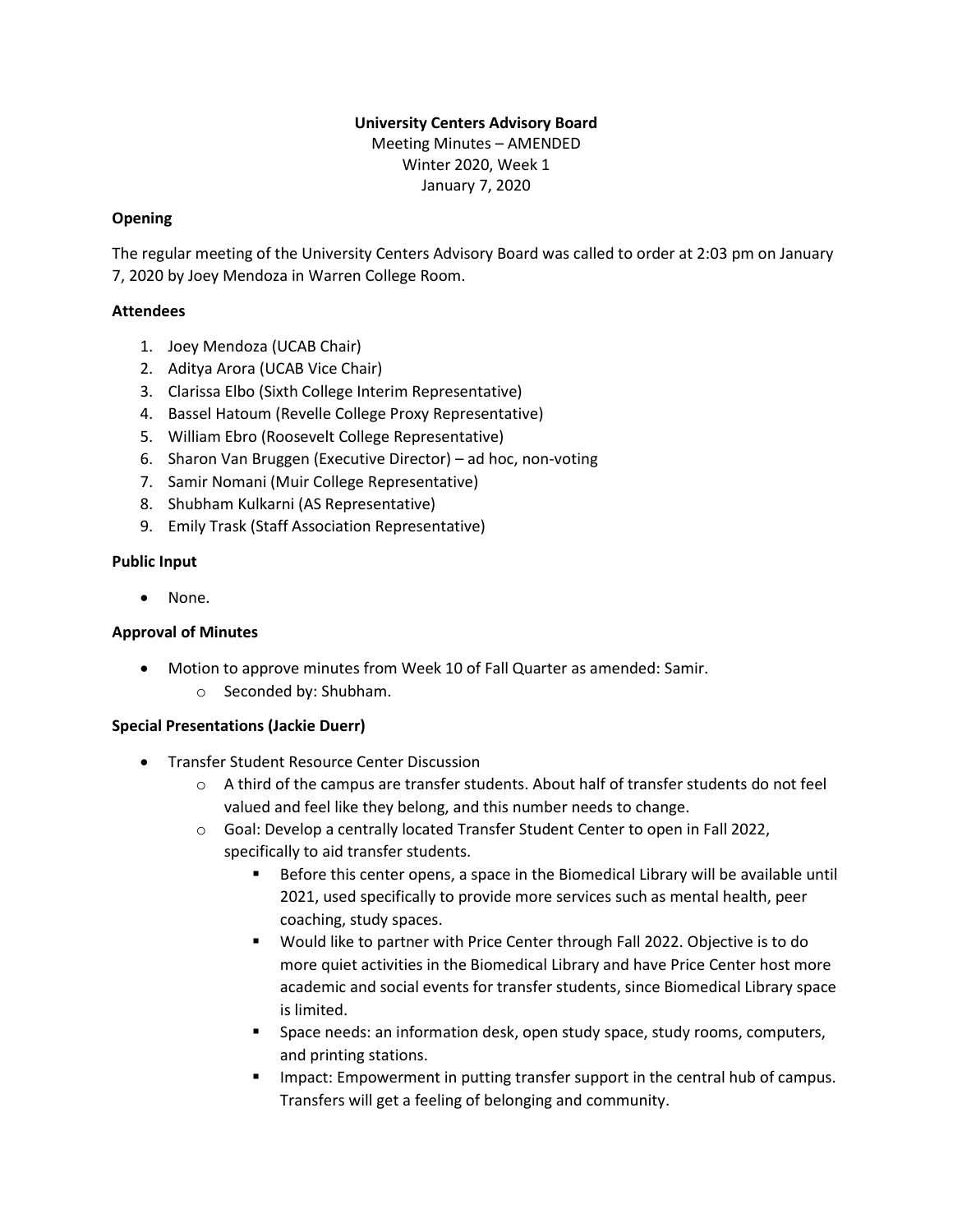**University Centers Advisory Board**

Meeting Minutes – AMENDED

Winter 2020, Week 1

January 7, 2020

**Opening**

The regular meeting of the University Centers Advisory Board was called to order at 2:03 pm on January 7, 2020 by Joey Mendoza in Warren College Room.

**Attendees**

1. Joey Mendoza (UCAB Chair)
2. Aditya Arora (UCAB Vice Chair)
3. Clarissa Elbo (Sixth College Interim Representative)
4. Bassel Hatoum (Revelle College Proxy Representative)
5. William Ebro (Roosevelt College Representative)
6. Sharon Van Bruggen (Executive Director) – ad hoc, non-voting
7. Samir Nomani (Muir College Representative)
8. Shubham Kulkarni (AS Representative)
9. Emily Trask (Staff Association Representative)

**Public Input**

- None.

**Approval of Minutes**

- Motion to approve minutes from Week 10 of Fall Quarter as amended: Samir.
  - Seconded by: Shubham.

**Special Presentations (Jackie Duerr)**

- Transfer Student Resource Center Discussion
  - A third of the campus are transfer students. About half of transfer students do not feel valued and feel like they belong, and this number needs to change.
  - Goal: Develop a centrally located Transfer Student Center to open in Fall 2022, specifically to aid transfer students.
    - Before this center opens, a space in the Biomedical Library will be available until 2021, used specifically to provide more services such as mental health, peer coaching, study spaces.
    - Would like to partner with Price Center through Fall 2022. Objective is to do more quiet activities in the Biomedical Library and have Price Center host more academic and social events for transfer students, since Biomedical Library space is limited.
    - Space needs: an information desk, open study space, study rooms, computers, and printing stations.
    - Impact: Empowerment in putting transfer support in the central hub of campus. Transfers will get a feeling of belonging and community.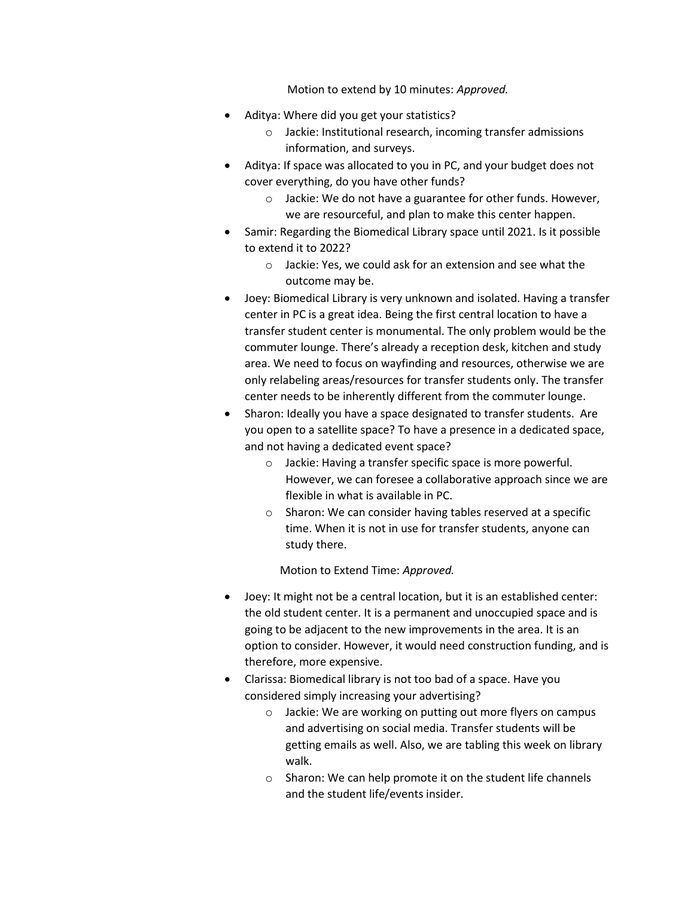Motion to extend by 10 minutes: *Approved.*

- Aditya: Where did you get your statistics?
  - Jackie: Institutional research, incoming transfer admissions information, and surveys.
- Aditya: If space was allocated to you in PC, and your budget does not cover everything, do you have other funds?
  - Jackie: We do not have a guarantee for other funds. However, we are resourceful, and plan to make this center happen.
- Samir: Regarding the Biomedical Library space until 2021. Is it possible to extend it to 2022?
  - Jackie: Yes, we could ask for an extension and see what the outcome may be.
- Joey: Biomedical Library is very unknown and isolated. Having a transfer center in PC is a great idea. Being the first central location to have a transfer student center is monumental. The only problem would be the commuter lounge. There's already a reception desk, kitchen and study area. We need to focus on wayfinding and resources, otherwise we are only relabeling areas/resources for transfer students only. The transfer center needs to be inherently different from the commuter lounge.
- Sharon: Ideally you have a space designated to transfer students. Are you open to a satellite space? To have a presence in a dedicated space, and not having a dedicated event space?
  - Jackie: Having a transfer specific space is more powerful. However, we can foresee a collaborative approach since we are flexible in what is available in PC.
  - Sharon: We can consider having tables reserved at a specific time. When it is not in use for transfer students, anyone can study there.

Motion to Extend Time: *Approved.*

- Joey: It might not be a central location, but it is an established center: the old student center. It is a permanent and unoccupied space and is going to be adjacent to the new improvements in the area. It is an option to consider. However, it would need construction funding, and is therefore, more expensive.
- Clarissa: Biomedical library is not too bad of a space. Have you considered simply increasing your advertising?
  - Jackie: We are working on putting out more flyers on campus and advertising on social media. Transfer students will be getting emails as well. Also, we are tabling this week on library walk.
  - Sharon: We can help promote it on the student life channels and the student life/events insider.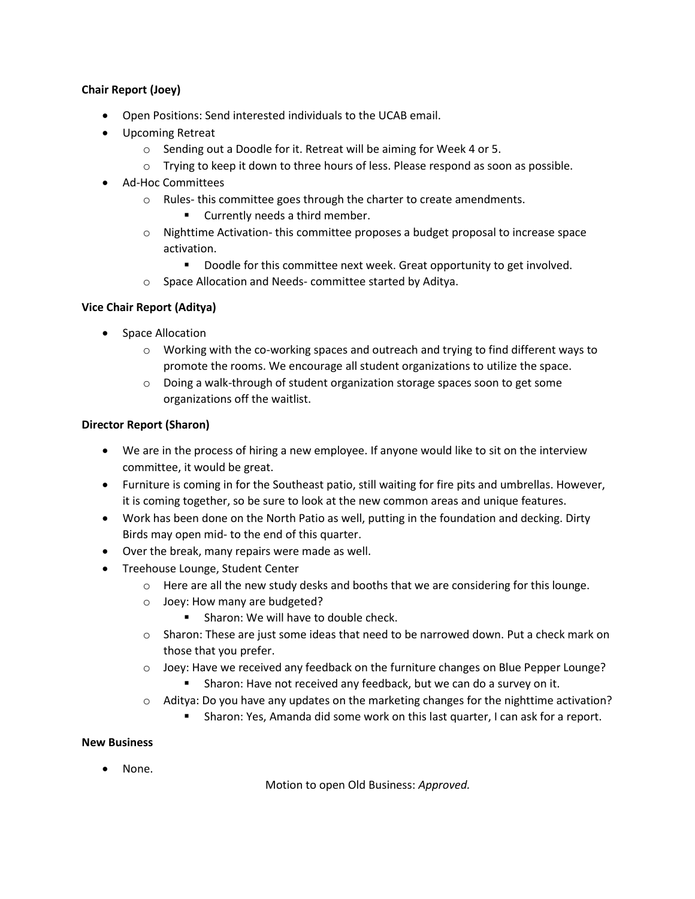**Chair Report (Joey)**

- Open Positions: Send interested individuals to the UCAB email.
- Upcoming Retreat
    - Sending out a Doodle for it. Retreat will be aiming for Week 4 or 5.
    - Trying to keep it down to three hours of less. Please respond as soon as possible.
- Ad-Hoc Committees
    - Rules- this committee goes through the charter to create amendments.
        - Currently needs a third member.
    - Nighttime Activation- this committee proposes a budget proposal to increase space activation.
        - Doodle for this committee next week. Great opportunity to get involved.
    - Space Allocation and Needs- committee started by Aditya.

**Vice Chair Report (Aditya)**

- Space Allocation
    - Working with the co-working spaces and outreach and trying to find different ways to promote the rooms. We encourage all student organizations to utilize the space.
    - Doing a walk-through of student organization storage spaces soon to get some organizations off the waitlist.

**Director Report (Sharon)**

- We are in the process of hiring a new employee. If anyone would like to sit on the interview committee, it would be great.
- Furniture is coming in for the Southeast patio, still waiting for fire pits and umbrellas. However, it is coming together, so be sure to look at the new common areas and unique features.
- Work has been done on the North Patio as well, putting in the foundation and decking. Dirty Birds may open mid- to the end of this quarter.
- Over the break, many repairs were made as well.
- Treehouse Lounge, Student Center
    - Here are all the new study desks and booths that we are considering for this lounge.
    - Joey: How many are budgeted?
        - Sharon: We will have to double check.
    - Sharon: These are just some ideas that need to be narrowed down. Put a check mark on those that you prefer.
    - Joey: Have we received any feedback on the furniture changes on Blue Pepper Lounge?
        - Sharon: Have not received any feedback, but we can do a survey on it.
    - Aditya: Do you have any updates on the marketing changes for the nighttime activation?
        - Sharon: Yes, Amanda did some work on this last quarter, I can ask for a report.

**New Business**

- None.

Motion to open Old Business: *Approved.*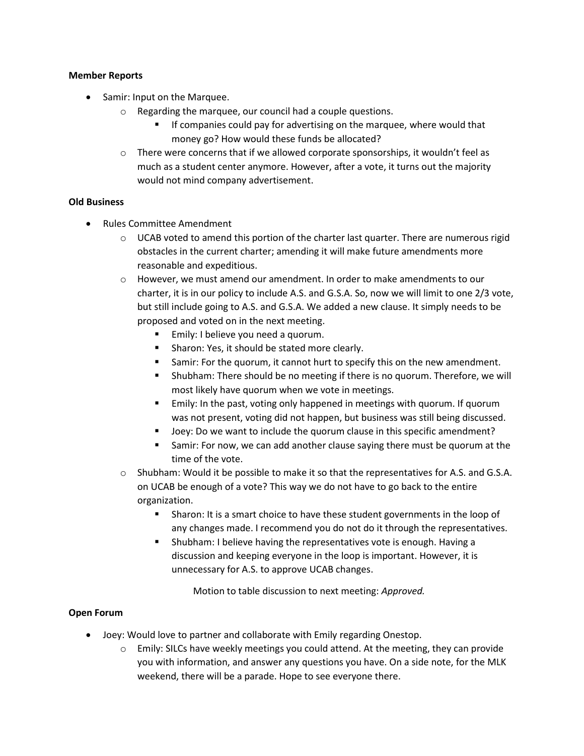**Member Reports**

- Samir: Input on the Marquee.
  - Regarding the marquee, our council had a couple questions.
    - If companies could pay for advertising on the marquee, where would that money go? How would these funds be allocated?
  - There were concerns that if we allowed corporate sponsorships, it wouldn't feel as much as a student center anymore. However, after a vote, it turns out the majority would not mind company advertisement.

**Old Business**

- Rules Committee Amendment
  - UCAB voted to amend this portion of the charter last quarter. There are numerous rigid obstacles in the current charter; amending it will make future amendments more reasonable and expeditious.
  - However, we must amend our amendment. In order to make amendments to our charter, it is in our policy to include A.S. and G.S.A. So, now we will limit to one 2/3 vote, but still include going to A.S. and G.S.A. We added a new clause. It simply needs to be proposed and voted on in the next meeting.
    - Emily: I believe you need a quorum.
    - Sharon: Yes, it should be stated more clearly.
    - Samir: For the quorum, it cannot hurt to specify this on the new amendment.
    - Shubham: There should be no meeting if there is no quorum. Therefore, we will most likely have quorum when we vote in meetings.
    - Emily: In the past, voting only happened in meetings with quorum. If quorum was not present, voting did not happen, but business was still being discussed.
    - Joey: Do we want to include the quorum clause in this specific amendment?
    - Samir: For now, we can add another clause saying there must be quorum at the time of the vote.
  - Shubham: Would it be possible to make it so that the representatives for A.S. and G.S.A. on UCAB be enough of a vote? This way we do not have to go back to the entire organization.
    - Sharon: It is a smart choice to have these student governments in the loop of any changes made. I recommend you do not do it through the representatives.
    - Shubham: I believe having the representatives vote is enough. Having a discussion and keeping everyone in the loop is important. However, it is unnecessary for A.S. to approve UCAB changes.

Motion to table discussion to next meeting: *Approved.*

**Open Forum**

- Joey: Would love to partner and collaborate with Emily regarding Onestop.
  - Emily: SILCs have weekly meetings you could attend. At the meeting, they can provide you with information, and answer any questions you have. On a side note, for the MLK weekend, there will be a parade. Hope to see everyone there.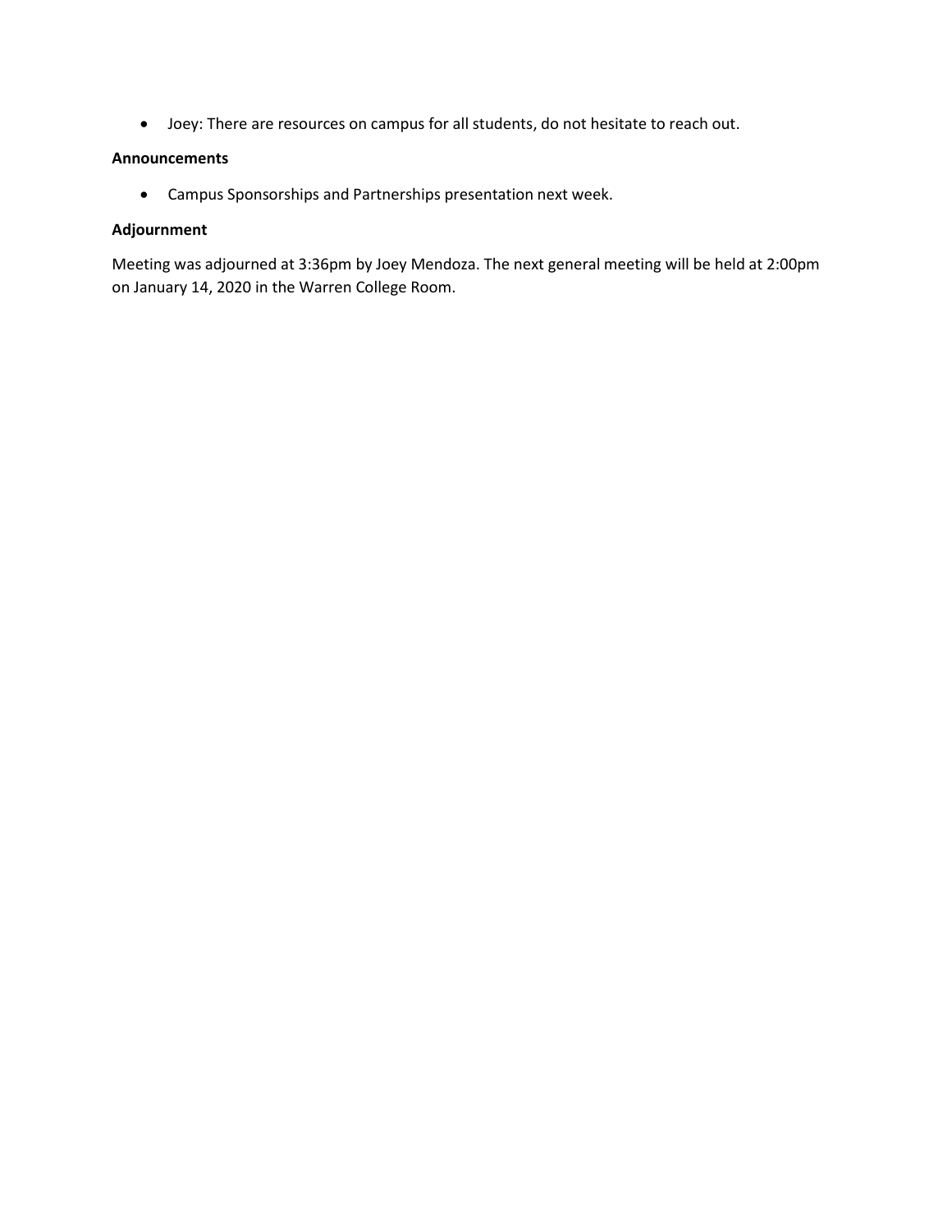- Joey: There are resources on campus for all students, do not hesitate to reach out.

**Announcements**

- Campus Sponsorships and Partnerships presentation next week.

**Adjournment**

Meeting was adjourned at 3:36pm by Joey Mendoza. The next general meeting will be held at 2:00pm on January 14, 2020 in the Warren College Room.